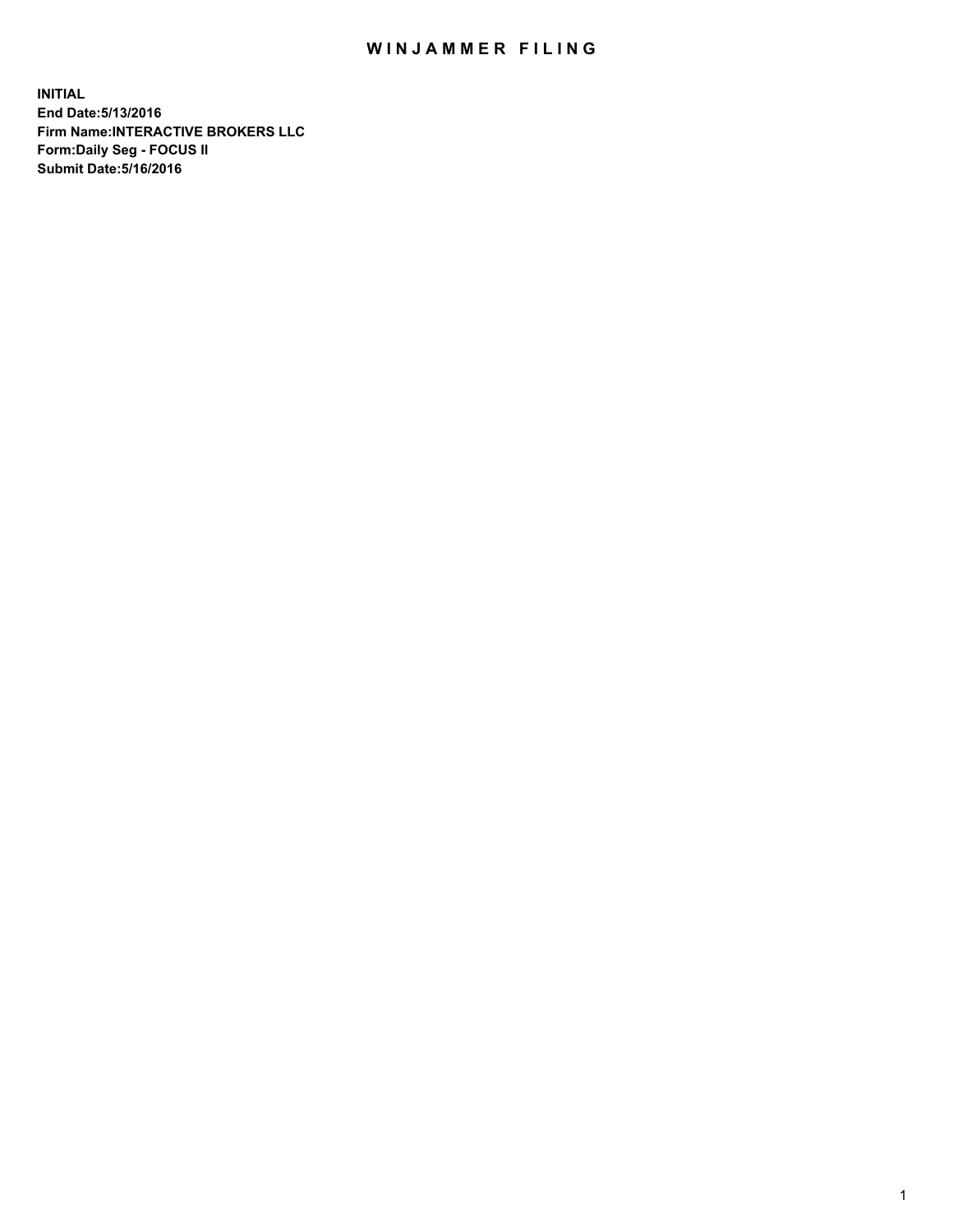# WINJAMMER FILING

**INITIAL**
**End Date:5/13/2016**
**Firm Name:INTERACTIVE BROKERS LLC**
**Form:Daily Seg - FOCUS II**
**Submit Date:5/16/2016**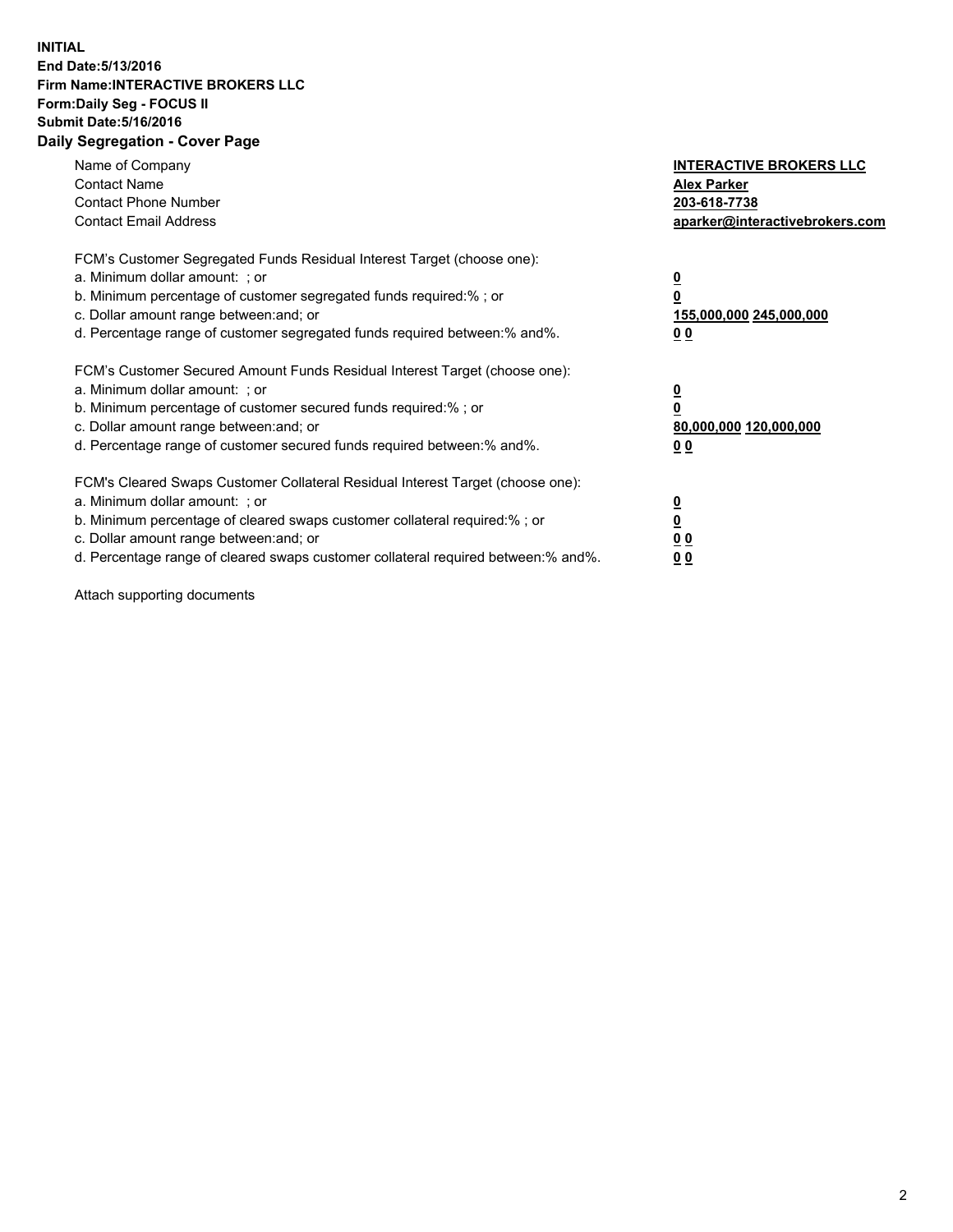**INITIAL**
**End Date:5/13/2016**
**Firm Name:INTERACTIVE BROKERS LLC**
**Form:Daily Seg - FOCUS II**
**Submit Date:5/16/2016**
**Daily Segregation - Cover Page**

| | |
|---|---|
| Name of Company | **INTERACTIVE BROKERS LLC** |
| Contact Name | **Alex Parker** |
| Contact Phone Number | **203-618-7738** |
| Contact Email Address | **aparker@interactivebrokers.com** |

| | |
|---|---|
| FCM's Customer Segregated Funds Residual Interest Target (choose one): | |
| a. Minimum dollar amount: ; or | **0** |
| b. Minimum percentage of customer segregated funds required:% ; or | **0** |
| c. Dollar amount range between:and; or | **155,000,000 245,000,000** |
| d. Percentage range of customer segregated funds required between:% and%. | **0 0** |
| FCM's Customer Secured Amount Funds Residual Interest Target (choose one): | |
| a. Minimum dollar amount: ; or | **0** |
| b. Minimum percentage of customer secured funds required:% ; or | **0** |
| c. Dollar amount range between:and; or | **80,000,000 120,000,000** |
| d. Percentage range of customer secured funds required between:% and%. | **0 0** |
| FCM's Cleared Swaps Customer Collateral Residual Interest Target (choose one): | |
| a. Minimum dollar amount: ; or | **0** |
| b. Minimum percentage of cleared swaps customer collateral required:% ; or | **0** |
| c. Dollar amount range between:and; or | **0 0** |
| d. Percentage range of cleared swaps customer collateral required between:% and%. | **0 0** |

Attach supporting documents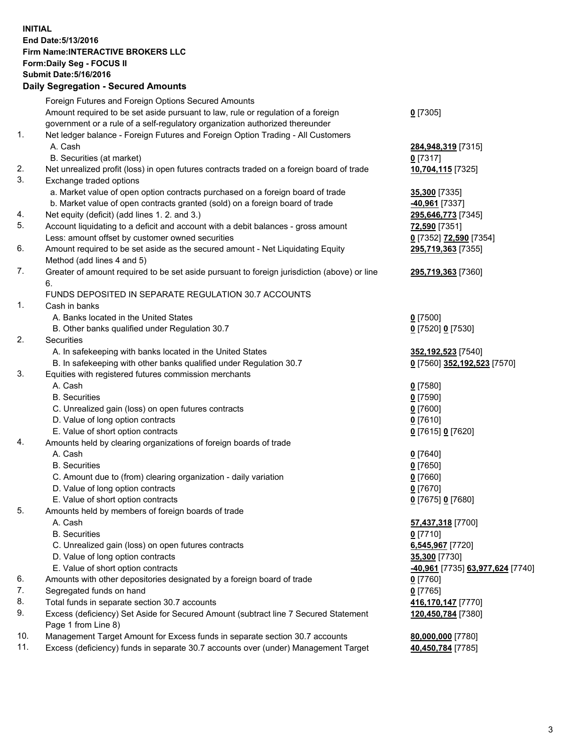**INITIAL**
**End Date:5/13/2016**
**Firm Name:INTERACTIVE BROKERS LLC**
**Form:Daily Seg - FOCUS II**
**Submit Date:5/16/2016**
**Daily Segregation - Secured Amounts**

| | | |
|---|---|---|
| | Foreign Futures and Foreign Options Secured Amounts | |
| | Amount required to be set aside pursuant to law, rule or regulation of a foreign government or a rule of a self-regulatory organization authorized thereunder | **0** [7305] |
| 1. | Net ledger balance - Foreign Futures and Foreign Option Trading - All Customers | |
| | A. Cash | **284,948,319** [7315] |
| | B. Securities (at market) | **0** [7317] |
| 2. | Net unrealized profit (loss) in open futures contracts traded on a foreign board of trade | **10,704,115** [7325] |
| 3. | Exchange traded options | |
| | a. Market value of open option contracts purchased on a foreign board of trade | **35,300** [7335] |
| | b. Market value of open contracts granted (sold) on a foreign board of trade | **-40,961** [7337] |
| 4. | Net equity (deficit) (add lines 1. 2. and 3.) | **295,646,773** [7345] |
| 5. | Account liquidating to a deficit and account with a debit balances - gross amount | **72,590** [7351] |
| | Less: amount offset by customer owned securities | **0** [7352] **72,590** [7354] |
| 6. | Amount required to be set aside as the secured amount - Net Liquidating Equity Method (add lines 4 and 5) | **295,719,363** [7355] |
| 7. | Greater of amount required to be set aside pursuant to foreign jurisdiction (above) or line 6. | **295,719,363** [7360] |
| | FUNDS DEPOSITED IN SEPARATE REGULATION 30.7 ACCOUNTS | |
| 1. | Cash in banks | |
| | A. Banks located in the United States | **0** [7500] |
| | B. Other banks qualified under Regulation 30.7 | **0** [7520] **0** [7530] |
| 2. | Securities | |
| | A. In safekeeping with banks located in the United States | **352,192,523** [7540] |
| | B. In safekeeping with other banks qualified under Regulation 30.7 | **0** [7560] **352,192,523** [7570] |
| 3. | Equities with registered futures commission merchants | |
| | A. Cash | **0** [7580] |
| | B. Securities | **0** [7590] |
| | C. Unrealized gain (loss) on open futures contracts | **0** [7600] |
| | D. Value of long option contracts | **0** [7610] |
| | E. Value of short option contracts | **0** [7615] **0** [7620] |
| 4. | Amounts held by clearing organizations of foreign boards of trade | |
| | A. Cash | **0** [7640] |
| | B. Securities | **0** [7650] |
| | C. Amount due to (from) clearing organization - daily variation | **0** [7660] |
| | D. Value of long option contracts | **0** [7670] |
| | E. Value of short option contracts | **0** [7675] **0** [7680] |
| 5. | Amounts held by members of foreign boards of trade | |
| | A. Cash | **57,437,318** [7700] |
| | B. Securities | **0** [7710] |
| | C. Unrealized gain (loss) on open futures contracts | **6,545,967** [7720] |
| | D. Value of long option contracts | **35,300** [7730] |
| | E. Value of short option contracts | **-40,961** [7735] **63,977,624** [7740] |
| 6. | Amounts with other depositories designated by a foreign board of trade | **0** [7760] |
| 7. | Segregated funds on hand | **0** [7765] |
| 8. | Total funds in separate section 30.7 accounts | **416,170,147** [7770] |
| 9. | Excess (deficiency) Set Aside for Secured Amount (subtract line 7 Secured Statement Page 1 from Line 8) | **120,450,784** [7380] |
| 10. | Management Target Amount for Excess funds in separate section 30.7 accounts | **80,000,000** [7780] |
| 11. | Excess (deficiency) funds in separate 30.7 accounts over (under) Management Target | **40,450,784** [7785] |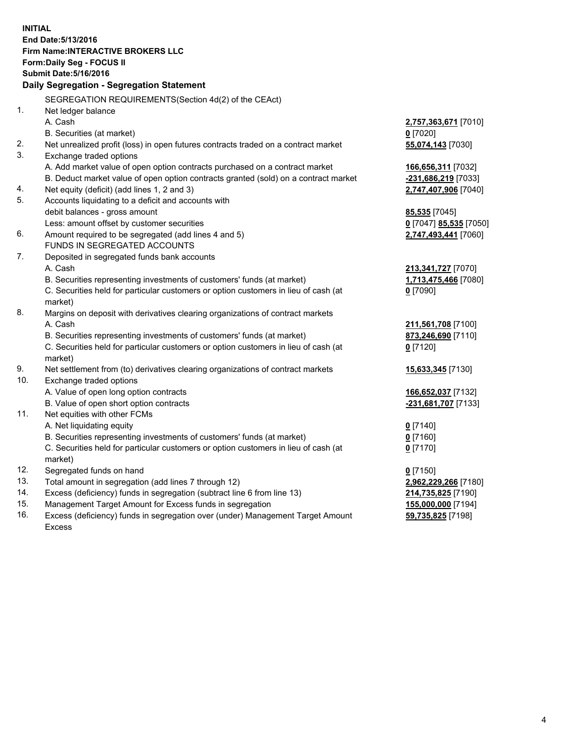**INITIAL**
**End Date:5/13/2016**
**Firm Name:INTERACTIVE BROKERS LLC**
**Form:Daily Seg - FOCUS II**
**Submit Date:5/16/2016**

## Daily Segregation - Segregation Statement

| | | |
|---|---|---|
| | SEGREGATION REQUIREMENTS(Section 4d(2) of the CEAct) | |
| 1. | Net ledger balance | |
| | A. Cash | **2,757,363,671** [7010] |
| | B. Securities (at market) | **0** [7020] |
| 2. | Net unrealized profit (loss) in open futures contracts traded on a contract market | **55,074,143** [7030] |
| 3. | Exchange traded options | |
| | A. Add market value of open option contracts purchased on a contract market | **166,656,311** [7032] |
| | B. Deduct market value of open option contracts granted (sold) on a contract market | **-231,686,219** [7033] |
| 4. | Net equity (deficit) (add lines 1, 2 and 3) | **2,747,407,906** [7040] |
| 5. | Accounts liquidating to a deficit and accounts with | |
| | debit balances - gross amount | **85,535** [7045] |
| | Less: amount offset by customer securities | **0** [7047] **85,535** [7050] |
| 6. | Amount required to be segregated (add lines 4 and 5) | **2,747,493,441** [7060] |
| | FUNDS IN SEGREGATED ACCOUNTS | |
| 7. | Deposited in segregated funds bank accounts | |
| | A. Cash | **213,341,727** [7070] |
| | B. Securities representing investments of customers' funds (at market) | **1,713,475,466** [7080] |
| | C. Securities held for particular customers or option customers in lieu of cash (at market) | **0** [7090] |
| 8. | Margins on deposit with derivatives clearing organizations of contract markets | |
| | A. Cash | **211,561,708** [7100] |
| | B. Securities representing investments of customers' funds (at market) | **873,246,690** [7110] |
| | C. Securities held for particular customers or option customers in lieu of cash (at market) | **0** [7120] |
| 9. | Net settlement from (to) derivatives clearing organizations of contract markets | **15,633,345** [7130] |
| 10. | Exchange traded options | |
| | A. Value of open long option contracts | **166,652,037** [7132] |
| | B. Value of open short option contracts | **-231,681,707** [7133] |
| 11. | Net equities with other FCMs | |
| | A. Net liquidating equity | **0** [7140] |
| | B. Securities representing investments of customers' funds (at market) | **0** [7160] |
| | C. Securities held for particular customers or option customers in lieu of cash (at market) | **0** [7170] |
| 12. | Segregated funds on hand | **0** [7150] |
| 13. | Total amount in segregation (add lines 7 through 12) | **2,962,229,266** [7180] |
| 14. | Excess (deficiency) funds in segregation (subtract line 6 from line 13) | **214,735,825** [7190] |
| 15. | Management Target Amount for Excess funds in segregation | **155,000,000** [7194] |
| 16. | Excess (deficiency) funds in segregation over (under) Management Target Amount Excess | **59,735,825** [7198] |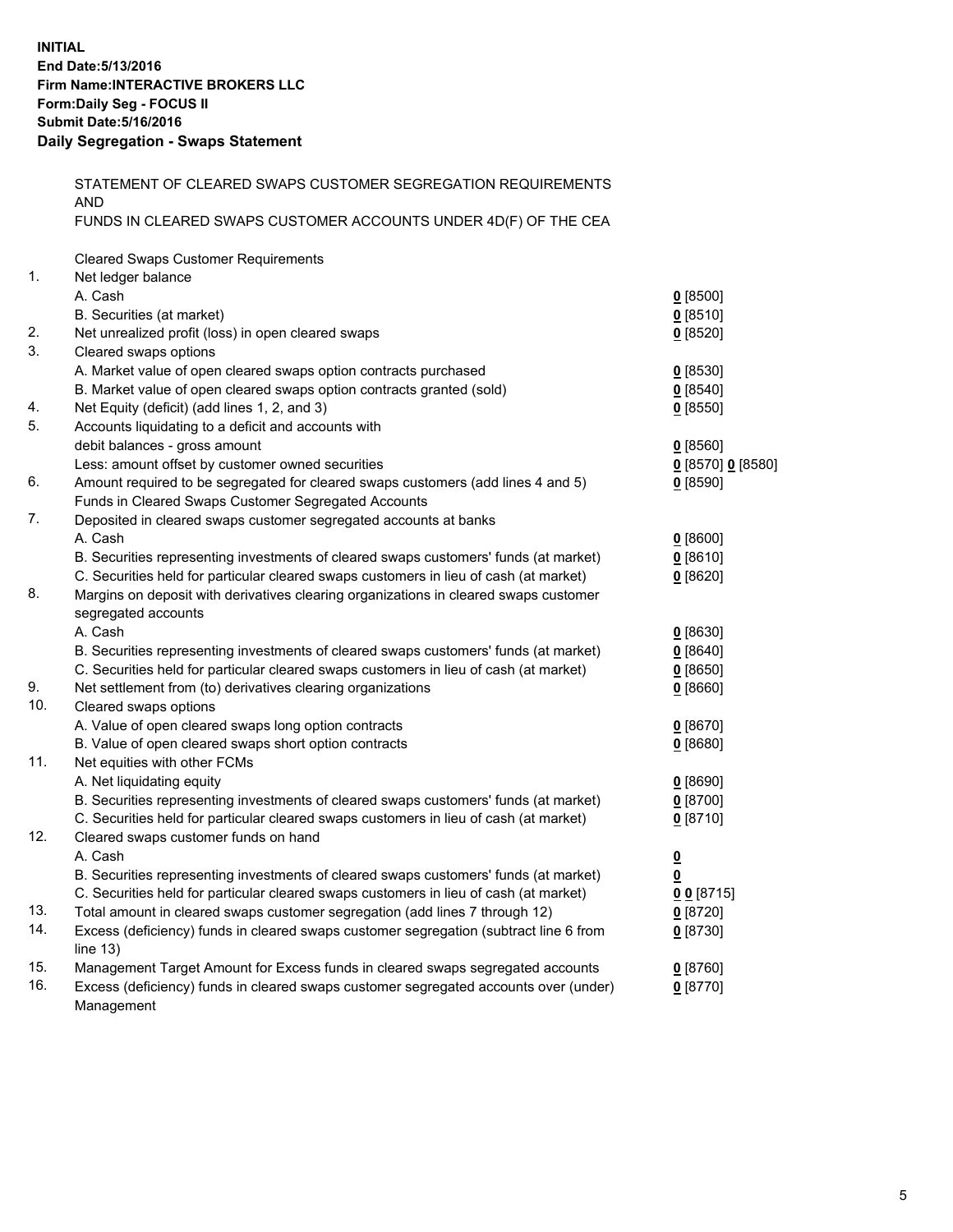**INITIAL**
**End Date:5/13/2016**
**Firm Name:INTERACTIVE BROKERS LLC**
**Form:Daily Seg - FOCUS II**
**Submit Date:5/16/2016**
**Daily Segregation - Swaps Statement**

STATEMENT OF CLEARED SWAPS CUSTOMER SEGREGATION REQUIREMENTS AND FUNDS IN CLEARED SWAPS CUSTOMER ACCOUNTS UNDER 4D(F) OF THE CEA

| | | |
|---|---|---|
| | Cleared Swaps Customer Requirements | |
| 1. | Net ledger balance | |
| | A. Cash | 0 [8500] |
| | B. Securities (at market) | 0 [8510] |
| 2. | Net unrealized profit (loss) in open cleared swaps | 0 [8520] |
| 3. | Cleared swaps options | |
| | A. Market value of open cleared swaps option contracts purchased | 0 [8530] |
| | B. Market value of open cleared swaps option contracts granted (sold) | 0 [8540] |
| 4. | Net Equity (deficit) (add lines 1, 2, and 3) | 0 [8550] |
| 5. | Accounts liquidating to a deficit and accounts with | |
| | debit balances - gross amount | 0 [8560] |
| | Less: amount offset by customer owned securities | 0 [8570] 0 [8580] |
| 6. | Amount required to be segregated for cleared swaps customers (add lines 4 and 5) | 0 [8590] |
| | Funds in Cleared Swaps Customer Segregated Accounts | |
| 7. | Deposited in cleared swaps customer segregated accounts at banks | |
| | A. Cash | 0 [8600] |
| | B. Securities representing investments of cleared swaps customers' funds (at market) | 0 [8610] |
| | C. Securities held for particular cleared swaps customers in lieu of cash (at market) | 0 [8620] |
| 8. | Margins on deposit with derivatives clearing organizations in cleared swaps customer segregated accounts | |
| | A. Cash | 0 [8630] |
| | B. Securities representing investments of cleared swaps customers' funds (at market) | 0 [8640] |
| | C. Securities held for particular cleared swaps customers in lieu of cash (at market) | 0 [8650] |
| 9. | Net settlement from (to) derivatives clearing organizations | 0 [8660] |
| 10. | Cleared swaps options | |
| | A. Value of open cleared swaps long option contracts | 0 [8670] |
| | B. Value of open cleared swaps short option contracts | 0 [8680] |
| 11. | Net equities with other FCMs | |
| | A. Net liquidating equity | 0 [8690] |
| | B. Securities representing investments of cleared swaps customers' funds (at market) | 0 [8700] |
| | C. Securities held for particular cleared swaps customers in lieu of cash (at market) | 0 [8710] |
| 12. | Cleared swaps customer funds on hand | |
| | A. Cash | 0 |
| | B. Securities representing investments of cleared swaps customers' funds (at market) | 0 |
| | C. Securities held for particular cleared swaps customers in lieu of cash (at market) | 0 0 [8715] |
| 13. | Total amount in cleared swaps customer segregation (add lines 7 through 12) | 0 [8720] |
| 14. | Excess (deficiency) funds in cleared swaps customer segregation (subtract line 6 from line 13) | 0 [8730] |
| 15. | Management Target Amount for Excess funds in cleared swaps segregated accounts | 0 [8760] |
| 16. | Excess (deficiency) funds in cleared swaps customer segregated accounts over (under) Management | 0 [8770] |